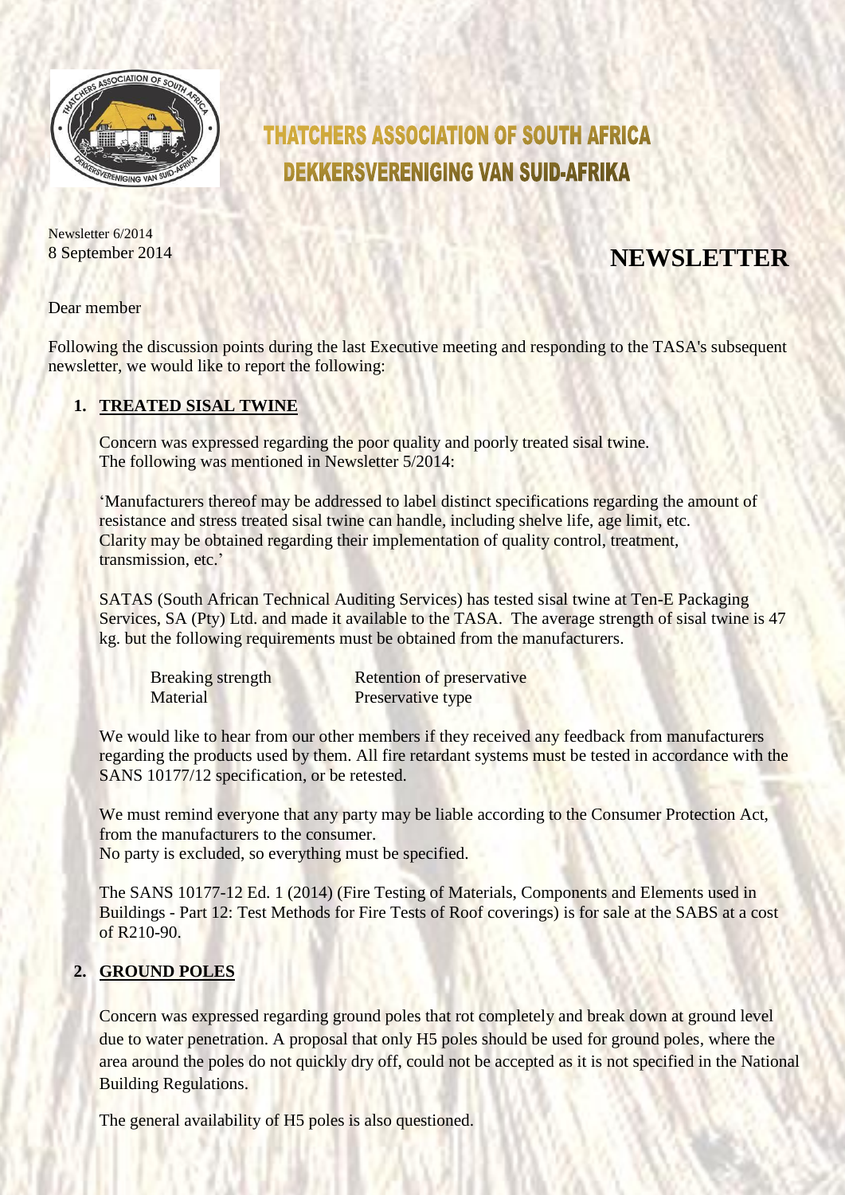# THATCHERS ASSOCIATION OF SOUTH AFRICA
# DEKKERSVERENIGING VAN SUID-AFRIKA

Newsletter 6/2014
8 September 2014

## NEWSLETTER

Dear member

Following the discussion points during the last Executive meeting and responding to the TASA's subsequent newsletter, we would like to report the following:

1. **TREATED SISAL TWINE**

   Concern was expressed regarding the poor quality and poorly treated sisal twine.
   The following was mentioned in Newsletter 5/2014:

   'Manufacturers thereof may be addressed to label distinct specifications regarding the amount of resistance and stress treated sisal twine can handle, including shelve life, age limit, etc. Clarity may be obtained regarding their implementation of quality control, treatment, transmission, etc.'

   SATAS (South African Technical Auditing Services) has tested sisal twine at Ten-E Packaging Services, SA (Pty) Ltd. and made it available to the TASA. The average strength of sisal twine is 47 kg. but the following requirements must be obtained from the manufacturers.

   | | |
   |---|---|
   | Breaking strength | Retention of preservative |
   | Material | Preservative type |

   We would like to hear from our other members if they received any feedback from manufacturers regarding the products used by them. All fire retardant systems must be tested in accordance with the SANS 10177/12 specification, or be retested.

   We must remind everyone that any party may be liable according to the Consumer Protection Act, from the manufacturers to the consumer.
   No party is excluded, so everything must be specified.

   The SANS 10177-12 Ed. 1 (2014) (Fire Testing of Materials, Components and Elements used in Buildings - Part 12: Test Methods for Fire Tests of Roof coverings) is for sale at the SABS at a cost of R210-90.

2. **GROUND POLES**

   Concern was expressed regarding ground poles that rot completely and break down at ground level due to water penetration. A proposal that only H5 poles should be used for ground poles, where the area around the poles do not quickly dry off, could not be accepted as it is not specified in the National Building Regulations.

   The general availability of H5 poles is also questioned.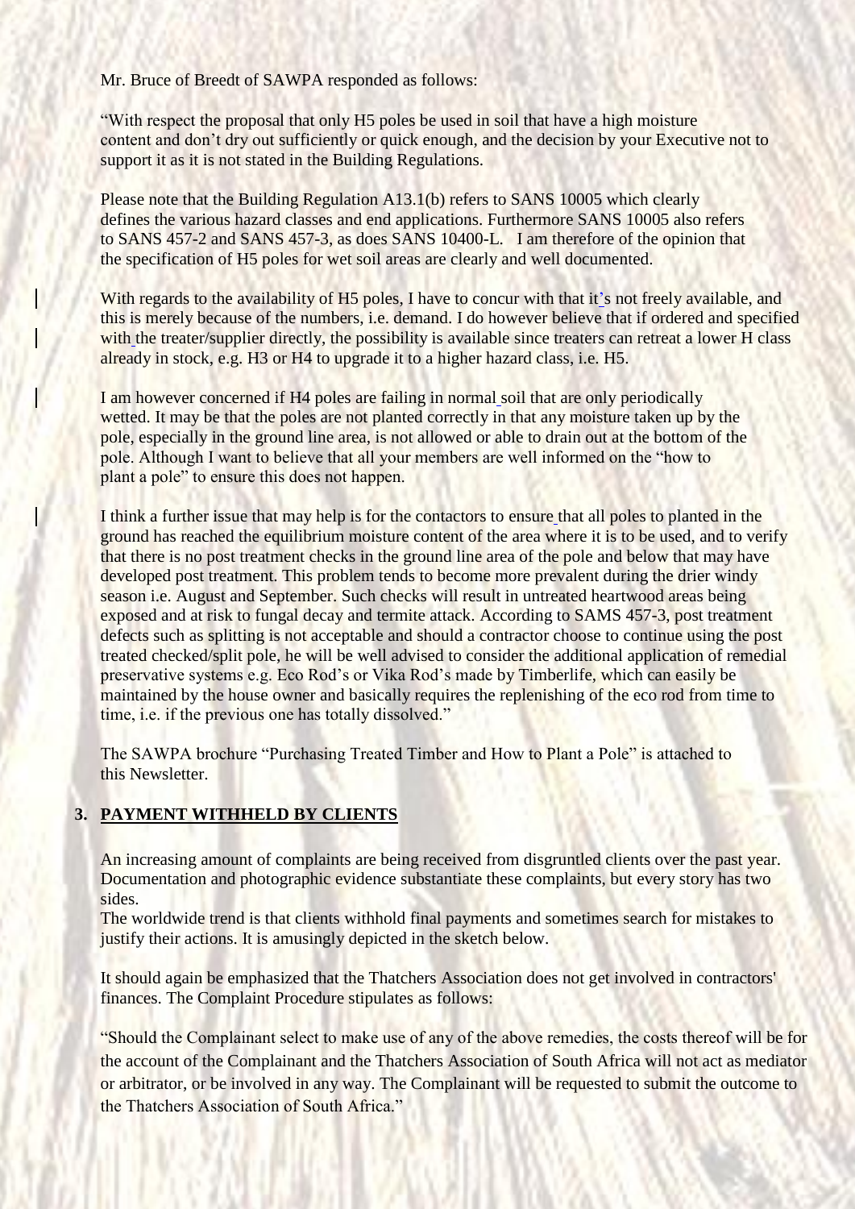Mr. Bruce of Breedt of SAWPA responded as follows:

"With respect the proposal that only H5 poles be used in soil that have a high moisture content and don't dry out sufficiently or quick enough, and the decision by your Executive not to support it as it is not stated in the Building Regulations.

Please note that the Building Regulation A13.1(b) refers to SANS 10005 which clearly defines the various hazard classes and end applications. Furthermore SANS 10005 also refers to SANS 457-2 and SANS 457-3, as does SANS 10400-L. I am therefore of the opinion that the specification of H5 poles for wet soil areas are clearly and well documented.

With regards to the availability of H5 poles, I have to concur with that it's not freely available, and this is merely because of the numbers, i.e. demand. I do however believe that if ordered and specified with the treater/supplier directly, the possibility is available since treaters can retreat a lower H class already in stock, e.g. H3 or H4 to upgrade it to a higher hazard class, i.e. H5.

I am however concerned if H4 poles are failing in normal soil that are only periodically wetted. It may be that the poles are not planted correctly in that any moisture taken up by the pole, especially in the ground line area, is not allowed or able to drain out at the bottom of the pole. Although I want to believe that all your members are well informed on the "how to plant a pole" to ensure this does not happen.

I think a further issue that may help is for the contactors to ensure that all poles to planted in the ground has reached the equilibrium moisture content of the area where it is to be used, and to verify that there is no post treatment checks in the ground line area of the pole and below that may have developed post treatment. This problem tends to become more prevalent during the drier windy season i.e. August and September. Such checks will result in untreated heartwood areas being exposed and at risk to fungal decay and termite attack. According to SAMS 457-3, post treatment defects such as splitting is not acceptable and should a contractor choose to continue using the post treated checked/split pole, he will be well advised to consider the additional application of remedial preservative systems e.g. Eco Rod's or Vika Rod's made by Timberlife, which can easily be maintained by the house owner and basically requires the replenishing of the eco rod from time to time, i.e. if the previous one has totally dissolved."

The SAWPA brochure "Purchasing Treated Timber and How to Plant a Pole" is attached to this Newsletter.

## 3. PAYMENT WITHHELD BY CLIENTS

An increasing amount of complaints are being received from disgruntled clients over the past year. Documentation and photographic evidence substantiate these complaints, but every story has two sides.

The worldwide trend is that clients withhold final payments and sometimes search for mistakes to justify their actions. It is amusingly depicted in the sketch below.

It should again be emphasized that the Thatchers Association does not get involved in contractors' finances. The Complaint Procedure stipulates as follows:

"Should the Complainant select to make use of any of the above remedies, the costs thereof will be for the account of the Complainant and the Thatchers Association of South Africa will not act as mediator or arbitrator, or be involved in any way. The Complainant will be requested to submit the outcome to the Thatchers Association of South Africa."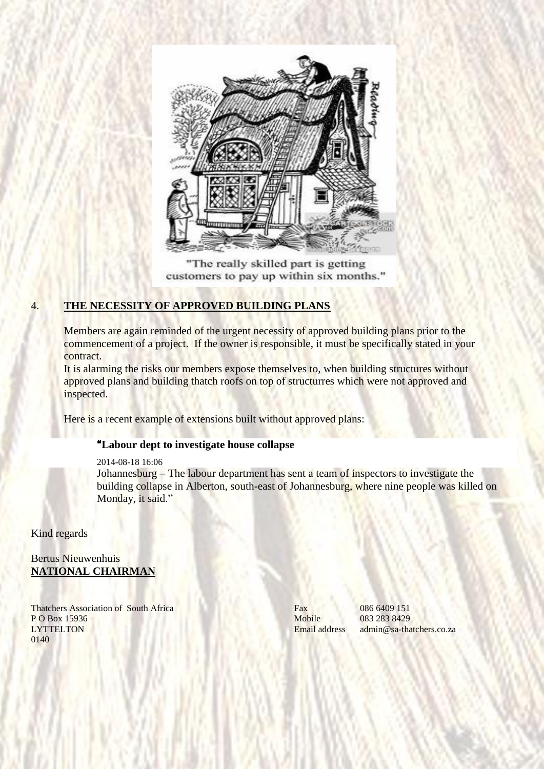"The really skilled part is getting customers to pay up within six months."

4. **THE NECESSITY OF APPROVED BUILDING PLANS**

Members are again reminded of the urgent necessity of approved building plans prior to the commencement of a project. If the owner is responsible, it must be specifically stated in your contract.
It is alarming the risks our members expose themselves to, when building structures without approved plans and building thatch roofs on top of structurres which were not approved and inspected.

Here is a recent example of extensions built without approved plans:

> **"Labour dept to investigate house collapse**
>
> 2014-08-18 16:06
>
> Johannesburg – The labour department has sent a team of inspectors to investigate the building collapse in Alberton, south-east of Johannesburg, where nine people was killed on Monday, it said."

Kind regards

Bertus Nieuwenhuis
**NATIONAL CHAIRMAN**

Thatchers Association of South Africa
P O Box 15936
LYTTELTON
0140

Fax 086 6409 151
Mobile 083 283 8429
Email address admin@sa-thatchers.co.za